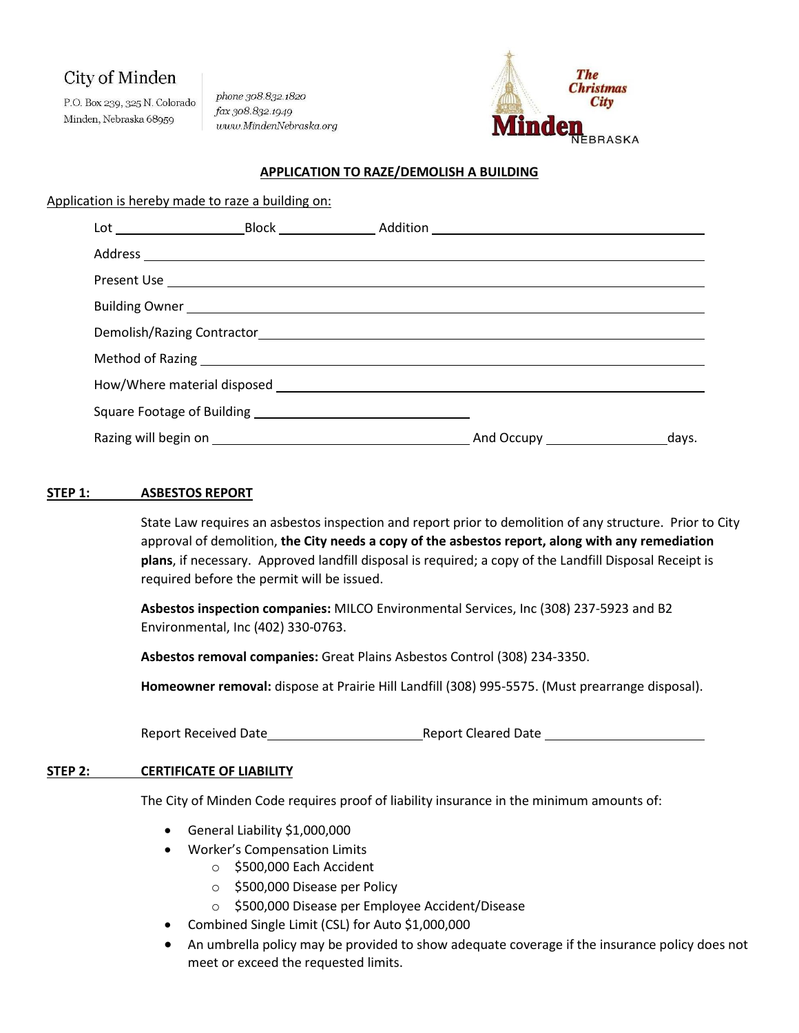City of Minden

P.O. Box 239, 325 N. Colorado
Minden, Nebraska 68959

phone 308.832.1820
fax 308.832.1949
www.MindenNebraska.org

The Christmas City
Minden NEBRASKA

## APPLICATION TO RAZE/DEMOLISH A BUILDING

Application is hereby made to raze a building on:

Lot ____________________ Block ______________ Addition ________________________________________

Address ________________________________________________________________________________

Present Use _____________________________________________________________________________

Building Owner __________________________________________________________________________

Demolish/Razing Contractor_________________________________________________________________

Method of Razing ________________________________________________________________________

How/Where material disposed _______________________________________________________________

Square Footage of Building ________________________________

Razing will begin on ______________________________________ And Occupy __________________ days.

### STEP 1: ASBESTOS REPORT

State Law requires an asbestos inspection and report prior to demolition of any structure. Prior to City approval of demolition, **the City needs a copy of the asbestos report, along with any remediation plans**, if necessary. Approved landfill disposal is required; a copy of the Landfill Disposal Receipt is required before the permit will be issued.

**Asbestos inspection companies:** MILCO Environmental Services, Inc (308) 237-5923 and B2 Environmental, Inc (402) 330-0763.

**Asbestos removal companies:** Great Plains Asbestos Control (308) 234-3350.

**Homeowner removal:** dispose at Prairie Hill Landfill (308) 995-5575. (Must prearrange disposal).

Report Received Date______________________ Report Cleared Date ______________________

### STEP 2: CERTIFICATE OF LIABILITY

The City of Minden Code requires proof of liability insurance in the minimum amounts of:

- General Liability $1,000,000
- Worker's Compensation Limits
  - $500,000 Each Accident
  - $500,000 Disease per Policy
  - $500,000 Disease per Employee Accident/Disease
- Combined Single Limit (CSL) for Auto $1,000,000
- An umbrella policy may be provided to show adequate coverage if the insurance policy does not meet or exceed the requested limits.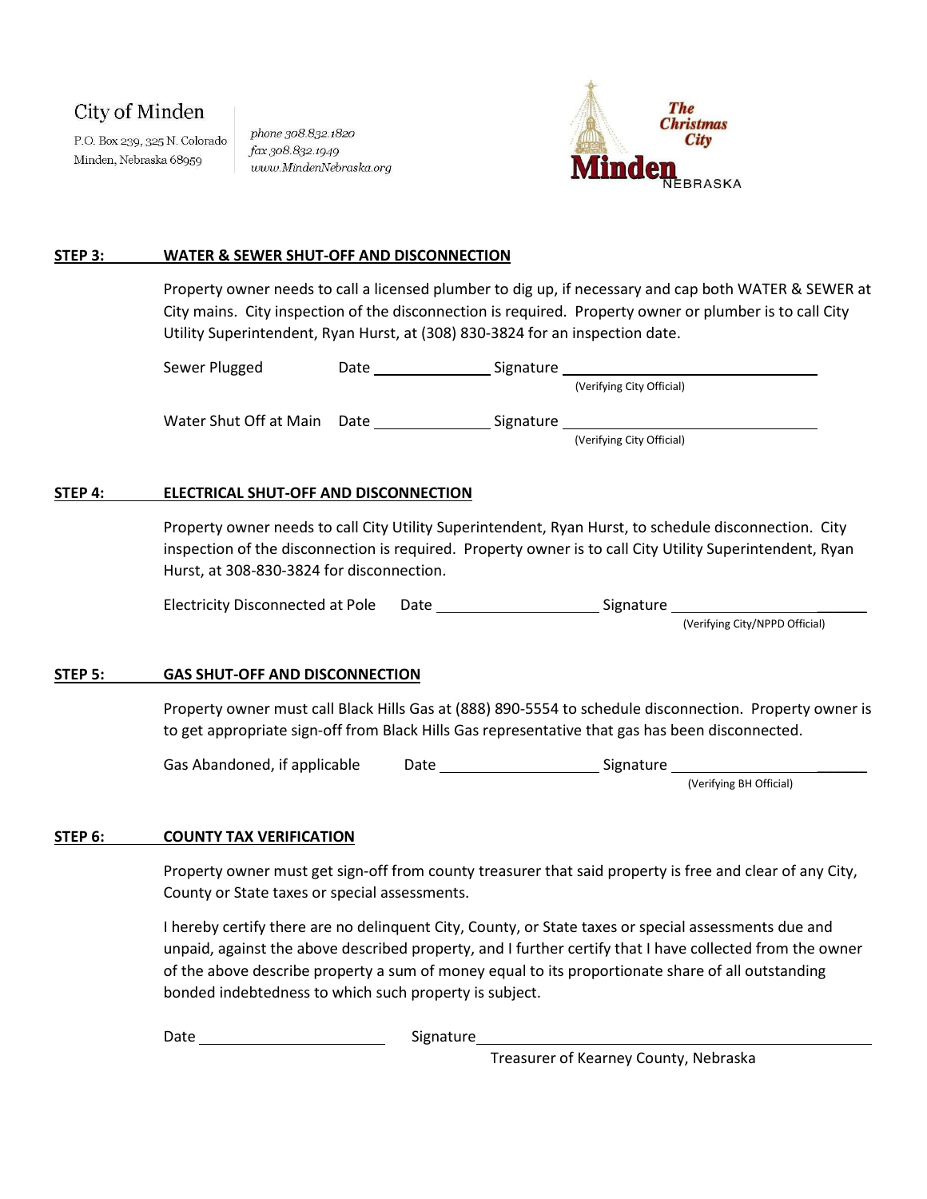City of Minden

P.O. Box 239, 325 N. Colorado
Minden, Nebraska 68959

phone 308.832.1820
fax 308.832.1949
www.MindenNebraska.org

**STEP 3: WATER & SEWER SHUT-OFF AND DISCONNECTION**

Property owner needs to call a licensed plumber to dig up, if necessary and cap both WATER & SEWER at City mains. City inspection of the disconnection is required. Property owner or plumber is to call City Utility Superintendent, Ryan Hurst, at (308) 830-3824 for an inspection date.

Sewer Plugged Date ______________ Signature ______________________________
(Verifying City Official)

Water Shut Off at Main Date ______________ Signature ______________________________
(Verifying City Official)

**STEP 4: ELECTRICAL SHUT-OFF AND DISCONNECTION**

Property owner needs to call City Utility Superintendent, Ryan Hurst, to schedule disconnection. City inspection of the disconnection is required. Property owner is to call City Utility Superintendent, Ryan Hurst, at 308-830-3824 for disconnection.

Electricity Disconnected at Pole Date ____________________ Signature ______________________
(Verifying City/NPPD Official)

**STEP 5: GAS SHUT-OFF AND DISCONNECTION**

Property owner must call Black Hills Gas at (888) 890-5554 to schedule disconnection. Property owner is to get appropriate sign-off from Black Hills Gas representative that gas has been disconnected.

Gas Abandoned, if applicable Date ____________________ Signature ______________________
(Verifying BH Official)

**STEP 6: COUNTY TAX VERIFICATION**

Property owner must get sign-off from county treasurer that said property is free and clear of any City, County or State taxes or special assessments.

I hereby certify there are no delinquent City, County, or State taxes or special assessments due and unpaid, against the above described property, and I further certify that I have collected from the owner of the above describe property a sum of money equal to its proportionate share of all outstanding bonded indebtedness to which such property is subject.

Date ______________________ Signature ______________________________________________
Treasurer of Kearney County, Nebraska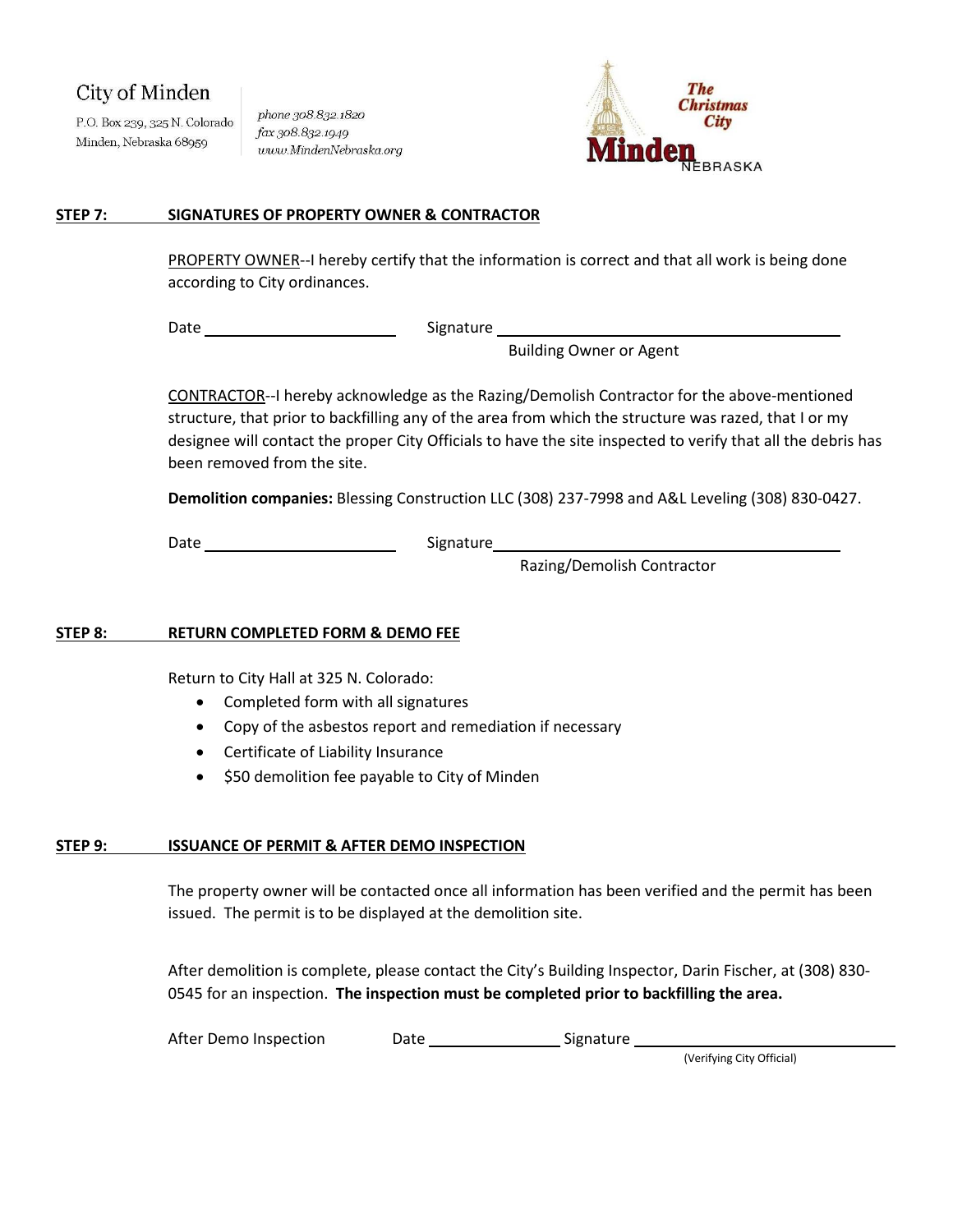City of Minden

P.O. Box 239, 325 N. Colorado
Minden, Nebraska 68959

*phone 308.832.1820*
*fax 308.832.1949*
*www.MindenNebraska.org*

**The Christmas City**
**Minden** NEBRASKA

**STEP 7: SIGNATURES OF PROPERTY OWNER & CONTRACTOR**

PROPERTY OWNER--I hereby certify that the information is correct and that all work is being done according to City ordinances.

Date \_\_\_\_\_\_\_\_\_\_\_\_\_\_\_\_\_\_\_\_ Signature \_\_\_\_\_\_\_\_\_\_\_\_\_\_\_\_\_\_\_\_\_\_\_\_\_\_\_\_\_\_\_\_\_\_\_\_
Building Owner or Agent

CONTRACTOR--I hereby acknowledge as the Razing/Demolish Contractor for the above-mentioned structure, that prior to backfilling any of the area from which the structure was razed, that I or my designee will contact the proper City Officials to have the site inspected to verify that all the debris has been removed from the site.

**Demolition companies:** Blessing Construction LLC (308) 237-7998 and A&L Leveling (308) 830-0427.

Date \_\_\_\_\_\_\_\_\_\_\_\_\_\_\_\_\_\_\_\_ Signature \_\_\_\_\_\_\_\_\_\_\_\_\_\_\_\_\_\_\_\_\_\_\_\_\_\_\_\_\_\_\_\_\_\_\_\_
Razing/Demolish Contractor

**STEP 8: RETURN COMPLETED FORM & DEMO FEE**

Return to City Hall at 325 N. Colorado:

- Completed form with all signatures
- Copy of the asbestos report and remediation if necessary
- Certificate of Liability Insurance
- $50 demolition fee payable to City of Minden

**STEP 9: ISSUANCE OF PERMIT & AFTER DEMO INSPECTION**

The property owner will be contacted once all information has been verified and the permit has been issued. The permit is to be displayed at the demolition site.

After demolition is complete, please contact the City's Building Inspector, Darin Fischer, at (308) 830-0545 for an inspection. **The inspection must be completed prior to backfilling the area.**

After Demo Inspection Date \_\_\_\_\_\_\_\_\_\_\_\_\_\_ Signature \_\_\_\_\_\_\_\_\_\_\_\_\_\_\_\_\_\_\_\_\_\_\_\_\_\_\_\_
(Verifying City Official)